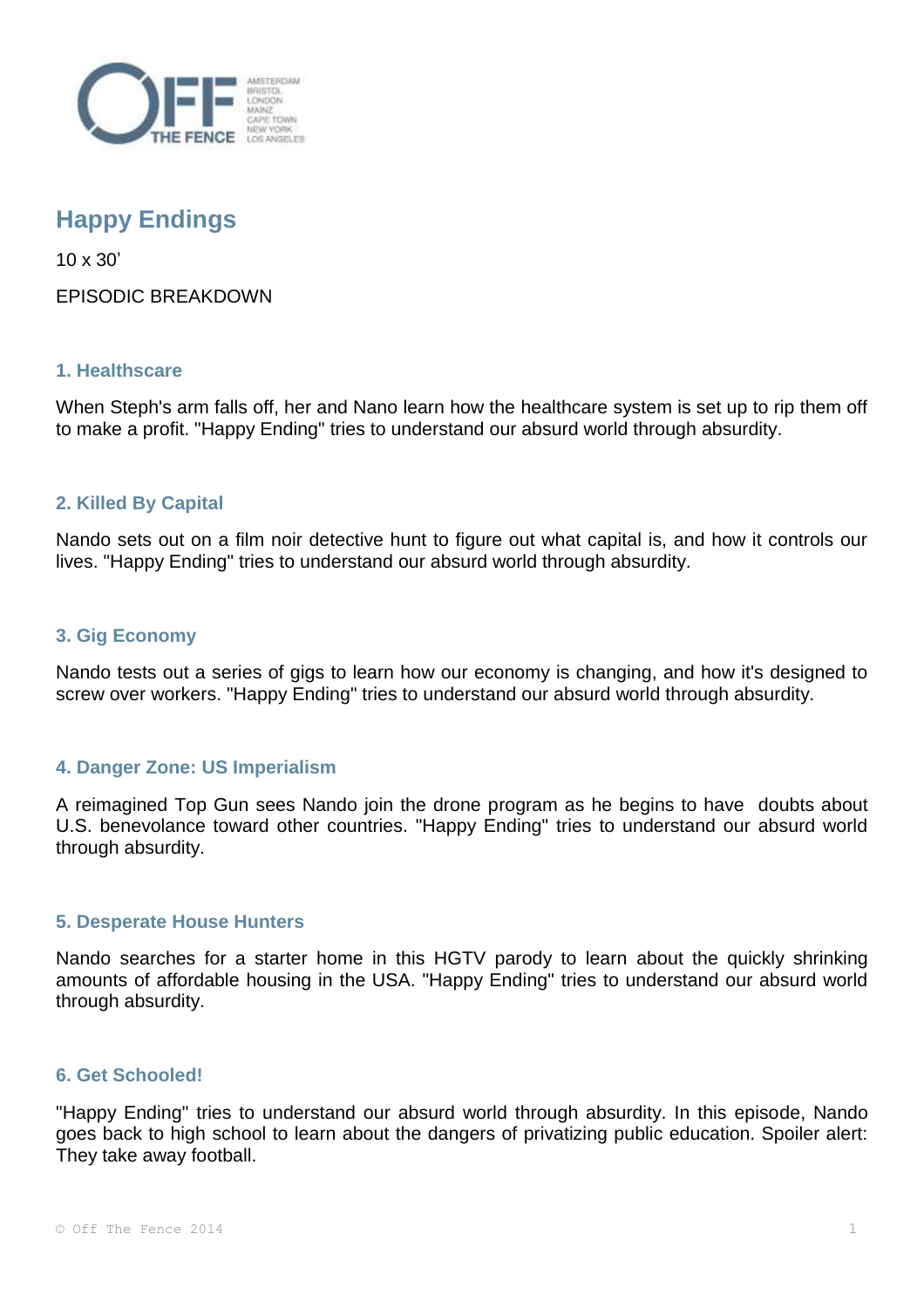# Happy Endings

10 x 30'

EPISODIC BREAKDOWN

## 1. Healthscare

When Steph's arm falls off, her and Nano learn how the healthcare system is set up to rip them off to make a profit. "Happy Ending" tries to understand our absurd world through absurdity.

## 2. Killed By Capital

Nando sets out on a film noir detective hunt to figure out what capital is, and how it controls our lives. "Happy Ending" tries to understand our absurd world through absurdity.

## 3. Gig Economy

Nando tests out a series of gigs to learn how our economy is changing, and how it's designed to screw over workers. "Happy Ending" tries to understand our absurd world through absurdity.

## 4. Danger Zone: US Imperialism

A reimagined Top Gun sees Nando join the drone program as he begins to have doubts about U.S. benevolance toward other countries. "Happy Ending" tries to understand our absurd world through absurdity.

## 5. Desperate House Hunters

Nando searches for a starter home in this HGTV parody to learn about the quickly shrinking amounts of affordable housing in the USA. "Happy Ending" tries to understand our absurd world through absurdity.

## 6. Get Schooled!

"Happy Ending" tries to understand our absurd world through absurdity. In this episode, Nando goes back to high school to learn about the dangers of privatizing public education. Spoiler alert: They take away football.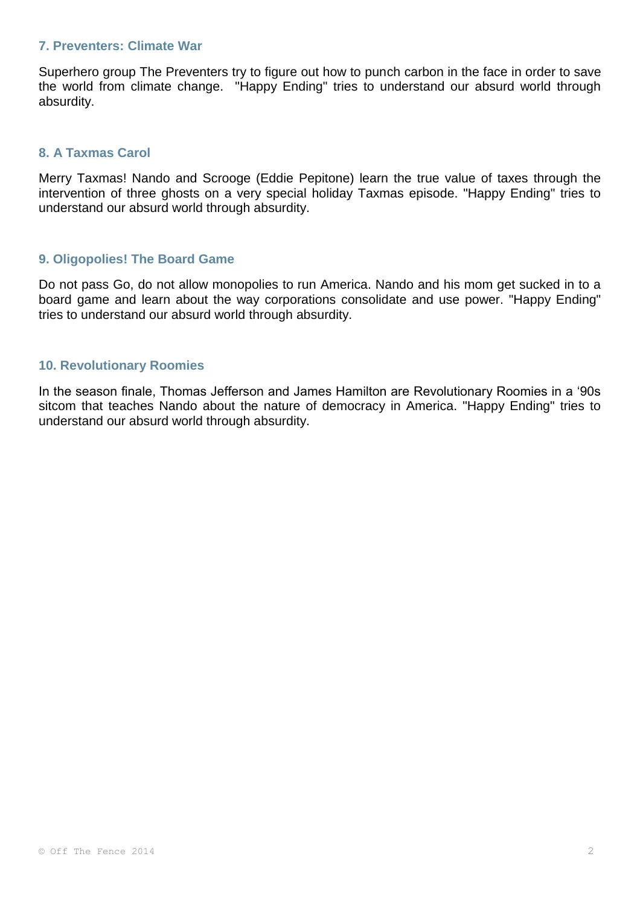### 7. Preventers: Climate War

Superhero group The Preventers try to figure out how to punch carbon in the face in order to save the world from climate change. "Happy Ending" tries to understand our absurd world through absurdity.

### 8. A Taxmas Carol

Merry Taxmas! Nando and Scrooge (Eddie Pepitone) learn the true value of taxes through the intervention of three ghosts on a very special holiday Taxmas episode. "Happy Ending" tries to understand our absurd world through absurdity.

### 9. Oligopolies! The Board Game

Do not pass Go, do not allow monopolies to run America. Nando and his mom get sucked in to a board game and learn about the way corporations consolidate and use power. "Happy Ending" tries to understand our absurd world through absurdity.

### 10. Revolutionary Roomies

In the season finale, Thomas Jefferson and James Hamilton are Revolutionary Roomies in a '90s sitcom that teaches Nando about the nature of democracy in America. "Happy Ending" tries to understand our absurd world through absurdity.